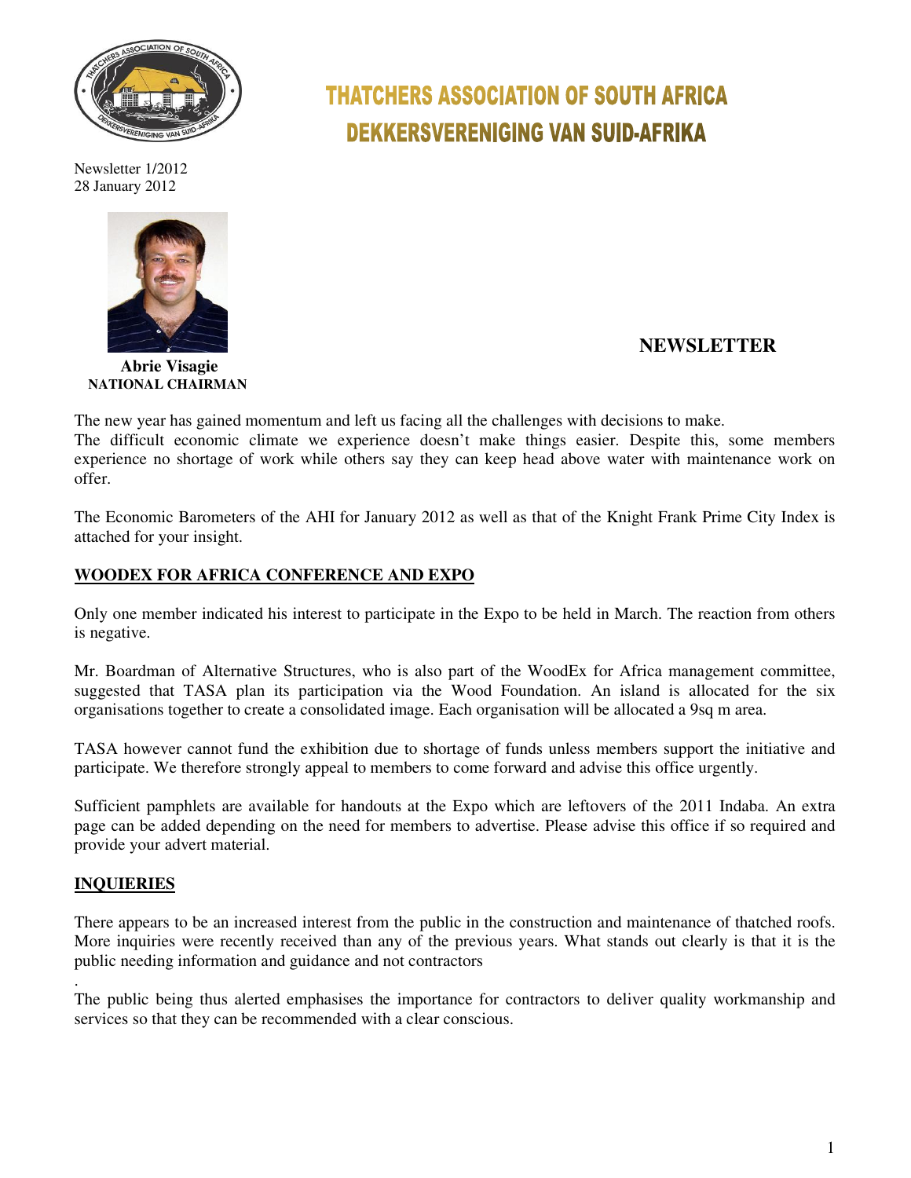# THATCHERS ASSOCIATION OF SOUTH AFRICA
# DEKKERSVERENIGING VAN SUID-AFRIKA

Newsletter 1/2012
28 January 2012

**Abrie Visagie**
**NATIONAL CHAIRMAN**

## NEWSLETTER

The new year has gained momentum and left us facing all the challenges with decisions to make.
The difficult economic climate we experience doesn't make things easier. Despite this, some members experience no shortage of work while others say they can keep head above water with maintenance work on offer.

The Economic Barometers of the AHI for January 2012 as well as that of the Knight Frank Prime City Index is attached for your insight.

### WOODEX FOR AFRICA CONFERENCE AND EXPO

Only one member indicated his interest to participate in the Expo to be held in March. The reaction from others is negative.

Mr. Boardman of Alternative Structures, who is also part of the WoodEx for Africa management committee, suggested that TASA plan its participation via the Wood Foundation. An island is allocated for the six organisations together to create a consolidated image. Each organisation will be allocated a 9sq m area.

TASA however cannot fund the exhibition due to shortage of funds unless members support the initiative and participate. We therefore strongly appeal to members to come forward and advise this office urgently.

Sufficient pamphlets are available for handouts at the Expo which are leftovers of the 2011 Indaba. An extra page can be added depending on the need for members to advertise. Please advise this office if so required and provide your advert material.

### INQUIERIES

There appears to be an increased interest from the public in the construction and maintenance of thatched roofs. More inquiries were recently received than any of the previous years. What stands out clearly is that it is the public needing information and guidance and not contractors

.
The public being thus alerted emphasises the importance for contractors to deliver quality workmanship and services so that they can be recommended with a clear conscious.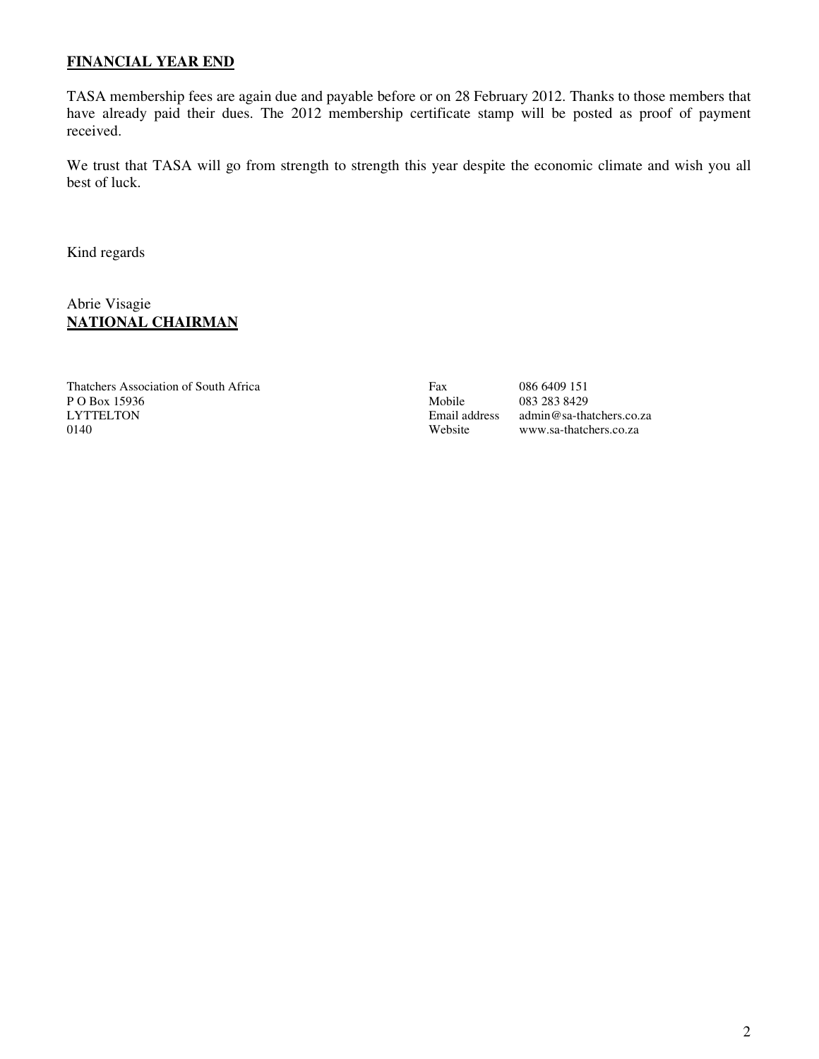**FINANCIAL YEAR END**

TASA membership fees are again due and payable before or on 28 February 2012. Thanks to those members that have already paid their dues. The 2012 membership certificate stamp will be posted as proof of payment received.

We trust that TASA will go from strength to strength this year despite the economic climate and wish you all best of luck.

Kind regards

Abrie Visagie
**NATIONAL CHAIRMAN**

Thatchers Association of South Africa
P O Box 15936
LYTTELTON
0140

| | |
|---|---|
| Fax | 086 6409 151 |
| Mobile | 083 283 8429 |
| Email address | admin@sa-thatchers.co.za |
| Website | www.sa-thatchers.co.za |